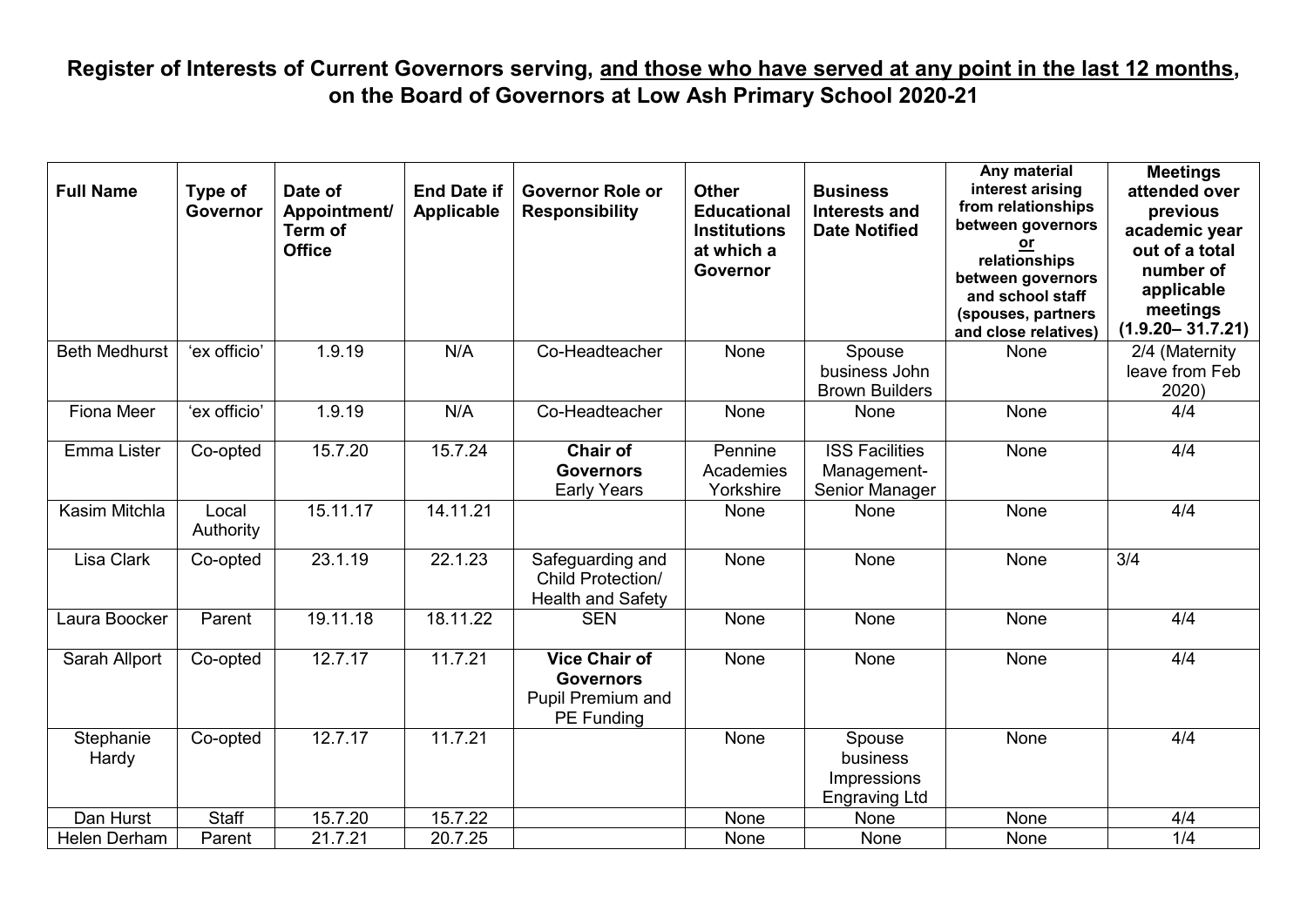# Register of Interests of Current Governors serving, <u>and those who have served at any point in the last 12 months</u>, on the Board of Governors at Low Ash Primary School 2020-21

| Full Name | Type of Governor | Date of Appointment/ Term of Office | End Date if Applicable | Governor Role or Responsibility | Other Educational Institutions at which a Governor | Business Interests and Date Notified | Any material interest arising from relationships between governors <u>or</u> relationships between governors and school staff (spouses, partners and close relatives) | Meetings attended over previous academic year out of a total number of applicable meetings (1.9.20– 31.7.21) |
|---|---|---|---|---|---|---|---|---|
| Beth Medhurst | 'ex officio' | 1.9.19 | N/A | Co-Headteacher | None | Spouse business John Brown Builders | None | 2/4 (Maternity leave from Feb 2020) |
| Fiona Meer | 'ex officio' | 1.9.19 | N/A | Co-Headteacher | None | None | None | 4/4 |
| Emma Lister | Co-opted | 15.7.20 | 15.7.24 | **Chair of Governors** Early Years | Pennine Academies Yorkshire | ISS Facilities Management- Senior Manager | None | 4/4 |
| Kasim Mitchla | Local Authority | 15.11.17 | 14.11.21 | | None | None | None | 4/4 |
| Lisa Clark | Co-opted | 23.1.19 | 22.1.23 | Safeguarding and Child Protection/ Health and Safety | None | None | None | 3/4 |
| Laura Boocker | Parent | 19.11.18 | 18.11.22 | SEN | None | None | None | 4/4 |
| Sarah Allport | Co-opted | 12.7.17 | 11.7.21 | **Vice Chair of Governors** Pupil Premium and PE Funding | None | None | None | 4/4 |
| Stephanie Hardy | Co-opted | 12.7.17 | 11.7.21 | | None | Spouse business Impressions Engraving Ltd | None | 4/4 |
| Dan Hurst | Staff | 15.7.20 | 15.7.22 | | None | None | None | 4/4 |
| Helen Derham | Parent | 21.7.21 | 20.7.25 | | None | None | None | 1/4 |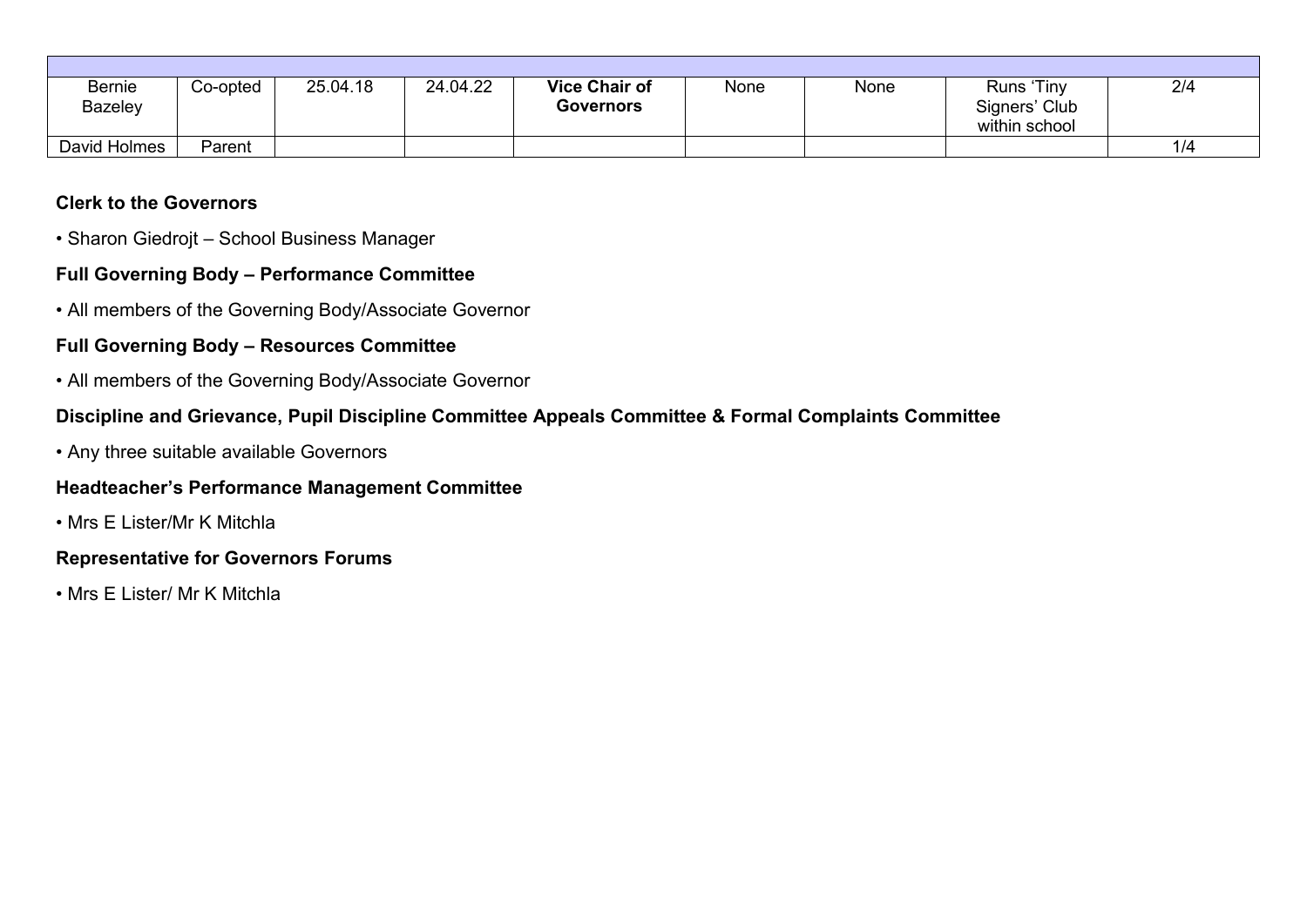| | | | | | | | | |
|---|---|---|---|---|---|---|---|---|
| Bernie Bazeley | Co-opted | 25.04.18 | 24.04.22 | **Vice Chair of Governors** | None | None | Runs 'Tiny Signers' Club within school | 2/4 |
| David Holmes | Parent | | | | | | | 1/4 |

**Clerk to the Governors**

- Sharon Giedrojt – School Business Manager

**Full Governing Body – Performance Committee**

- All members of the Governing Body/Associate Governor

**Full Governing Body – Resources Committee**

- All members of the Governing Body/Associate Governor

**Discipline and Grievance, Pupil Discipline Committee Appeals Committee & Formal Complaints Committee**

- Any three suitable available Governors

**Headteacher's Performance Management Committee**

- Mrs E Lister/Mr K Mitchla

**Representative for Governors Forums**

- Mrs E Lister/ Mr K Mitchla